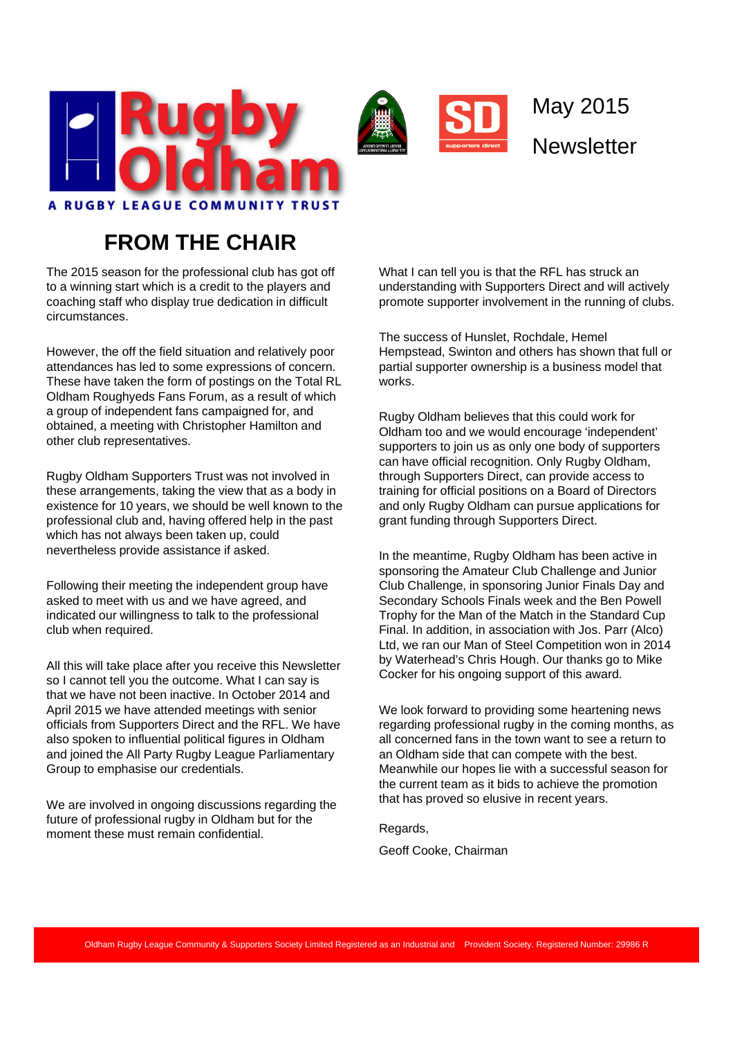# Rugby Oldham

A RUGBY LEAGUE COMMUNITY TRUST

May 2015 Newsletter

## FROM THE CHAIR

The 2015 season for the professional club has got off to a winning start which is a credit to the players and coaching staff who display true dedication in difficult circumstances.

However, the off the field situation and relatively poor attendances has led to some expressions of concern. These have taken the form of postings on the Total RL Oldham Roughyeds Fans Forum, as a result of which a group of independent fans campaigned for, and obtained, a meeting with Christopher Hamilton and other club representatives.

Rugby Oldham Supporters Trust was not involved in these arrangements, taking the view that as a body in existence for 10 years, we should be well known to the professional club and, having offered help in the past which has not always been taken up, could nevertheless provide assistance if asked.

Following their meeting the independent group have asked to meet with us and we have agreed, and indicated our willingness to talk to the professional club when required.

All this will take place after you receive this Newsletter so I cannot tell you the outcome. What I can say is that we have not been inactive. In October 2014 and April 2015 we have attended meetings with senior officials from Supporters Direct and the RFL. We have also spoken to influential political figures in Oldham and joined the All Party Rugby League Parliamentary Group to emphasise our credentials.

We are involved in ongoing discussions regarding the future of professional rugby in Oldham but for the moment these must remain confidential.

What I can tell you is that the RFL has struck an understanding with Supporters Direct and will actively promote supporter involvement in the running of clubs.

The success of Hunslet, Rochdale, Hemel Hempstead, Swinton and others has shown that full or partial supporter ownership is a business model that works.

Rugby Oldham believes that this could work for Oldham too and we would encourage 'independent' supporters to join us as only one body of supporters can have official recognition. Only Rugby Oldham, through Supporters Direct, can provide access to training for official positions on a Board of Directors and only Rugby Oldham can pursue applications for grant funding through Supporters Direct.

In the meantime, Rugby Oldham has been active in sponsoring the Amateur Club Challenge and Junior Club Challenge, in sponsoring Junior Finals Day and Secondary Schools Finals week and the Ben Powell Trophy for the Man of the Match in the Standard Cup Final. In addition, in association with Jos. Parr (Alco) Ltd, we ran our Man of Steel Competition won in 2014 by Waterhead's Chris Hough. Our thanks go to Mike Cocker for his ongoing support of this award.

We look forward to providing some heartening news regarding professional rugby in the coming months, as all concerned fans in the town want to see a return to an Oldham side that can compete with the best. Meanwhile our hopes lie with a successful season for the current team as it bids to achieve the promotion that has proved so elusive in recent years.

Regards,

Geoff Cooke, Chairman

Oldham Rugby League Community & Supporters Society Limited Registered as an Industrial and Provident Society. Registered Number: 29986 R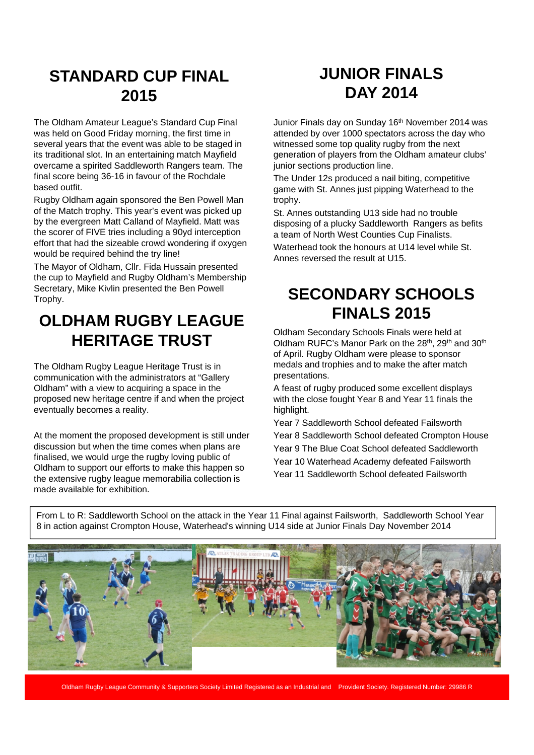# STANDARD CUP FINAL 2015

The Oldham Amateur League's Standard Cup Final was held on Good Friday morning, the first time in several years that the event was able to be staged in its traditional slot. In an entertaining match Mayfield overcame a spirited Saddleworth Rangers team. The final score being 36-16 in favour of the Rochdale based outfit.

Rugby Oldham again sponsored the Ben Powell Man of the Match trophy. This year's event was picked up by the evergreen Matt Calland of Mayfield. Matt was the scorer of FIVE tries including a 90yd interception effort that had the sizeable crowd wondering if oxygen would be required behind the try line!

The Mayor of Oldham, Cllr. Fida Hussain presented the cup to Mayfield and Rugby Oldham's Membership Secretary, Mike Kivlin presented the Ben Powell Trophy.

# OLDHAM RUGBY LEAGUE HERITAGE TRUST

The Oldham Rugby League Heritage Trust is in communication with the administrators at "Gallery Oldham" with a view to acquiring a space in the proposed new heritage centre if and when the project eventually becomes a reality.

At the moment the proposed development is still under discussion but when the time comes when plans are finalised, we would urge the rugby loving public of Oldham to support our efforts to make this happen so the extensive rugby league memorabilia collection is made available for exhibition.

# JUNIOR FINALS DAY 2014

Junior Finals day on Sunday 16th November 2014 was attended by over 1000 spectators across the day who witnessed some top quality rugby from the next generation of players from the Oldham amateur clubs' junior sections production line.

The Under 12s produced a nail biting, competitive game with St. Annes just pipping Waterhead to the trophy.

St. Annes outstanding U13 side had no trouble disposing of a plucky Saddleworth Rangers as befits a team of North West Counties Cup Finalists.

Waterhead took the honours at U14 level while St. Annes reversed the result at U15.

# SECONDARY SCHOOLS FINALS 2015

Oldham Secondary Schools Finals were held at Oldham RUFC's Manor Park on the 28th, 29th and 30th of April. Rugby Oldham were please to sponsor medals and trophies and to make the after match presentations.

A feast of rugby produced some excellent displays with the close fought Year 8 and Year 11 finals the highlight.

Year 7 Saddleworth School defeated Failsworth
Year 8 Saddleworth School defeated Crompton House
Year 9 The Blue Coat School defeated Saddleworth
Year 10 Waterhead Academy defeated Failsworth
Year 11 Saddleworth School defeated Failsworth

From L to R: Saddleworth School on the attack in the Year 11 Final against Failsworth, Saddleworth School Year 8 in action against Crompton House, Waterhead's winning U14 side at Junior Finals Day November 2014

Oldham Rugby League Community & Supporters Society Limited Registered as an Industrial and Provident Society. Registered Number: 29986 R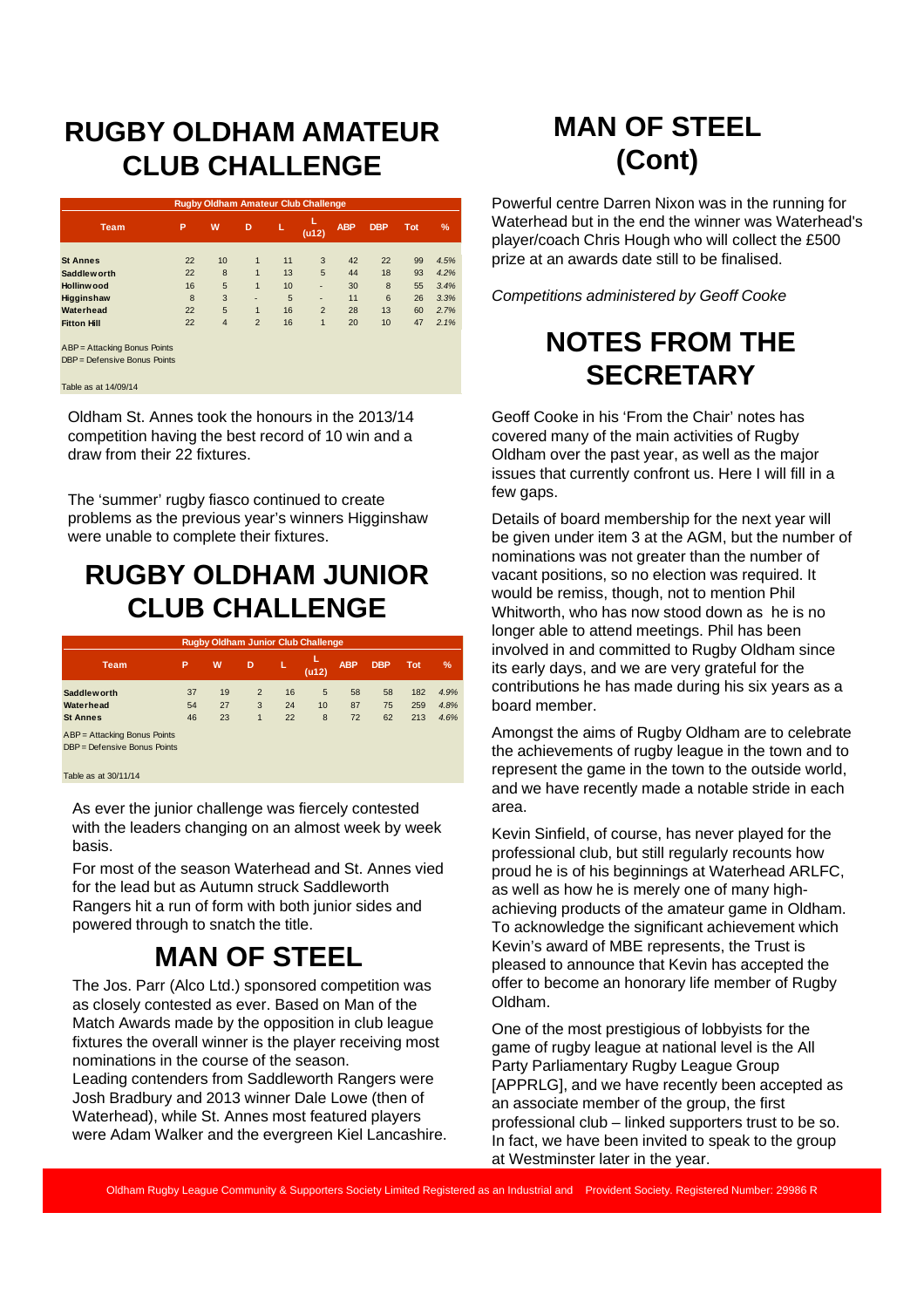# RUGBY OLDHAM AMATEUR CLUB CHALLENGE

| Rugby Oldham Amateur Club Challenge | | | | | | | | | |
|---|---|---|---|---|---|---|---|---|---|
| Team | P | W | D | L | L (u12) | ABP | DBP | Tot | % |
| **St Annes** | 22 | 10 | 1 | 11 | 3 | 42 | 22 | 99 | *4.5%* |
| **Saddleworth** | 22 | 8 | 1 | 13 | 5 | 44 | 18 | 93 | *4.2%* |
| **Hollinwood** | 16 | 5 | 1 | 10 | - | 30 | 8 | 55 | *3.4%* |
| **Higginshaw** | 8 | 3 | - | 5 | - | 11 | 6 | 26 | *3.3%* |
| **Waterhead** | 22 | 5 | 1 | 16 | 2 | 28 | 13 | 60 | *2.7%* |
| **Fitton Hill** | 22 | 4 | 2 | 16 | 1 | 20 | 10 | 47 | *2.1%* |

ABP = Attacking Bonus Points
DBP = Defensive Bonus Points

Table as at 14/09/14

Oldham St. Annes took the honours in the 2013/14 competition having the best record of 10 win and a draw from their 22 fixtures.

The 'summer' rugby fiasco continued to create problems as the previous year's winners Higginshaw were unable to complete their fixtures.

# RUGBY OLDHAM JUNIOR CLUB CHALLENGE

| Rugby Oldham Junior Club Challenge | | | | | | | | | |
|---|---|---|---|---|---|---|---|---|---|
| Team | P | W | D | L | L (u12) | ABP | DBP | Tot | % |
| **Saddleworth** | 37 | 19 | 2 | 16 | 5 | 58 | 58 | 182 | *4.9%* |
| **Waterhead** | 54 | 27 | 3 | 24 | 10 | 87 | 75 | 259 | *4.8%* |
| **St Annes** | 46 | 23 | 1 | 22 | 8 | 72 | 62 | 213 | *4.6%* |

ABP = Attacking Bonus Points
DBP = Defensive Bonus Points

Table as at 30/11/14

As ever the junior challenge was fiercely contested with the leaders changing on an almost week by week basis.

For most of the season Waterhead and St. Annes vied for the lead but as Autumn struck Saddleworth Rangers hit a run of form with both junior sides and powered through to snatch the title.

# MAN OF STEEL

The Jos. Parr (Alco Ltd.) sponsored competition was as closely contested as ever. Based on Man of the Match Awards made by the opposition in club league fixtures the overall winner is the player receiving most nominations in the course of the season.

Leading contenders from Saddleworth Rangers were Josh Bradbury and 2013 winner Dale Lowe (then of Waterhead), while St. Annes most featured players were Adam Walker and the evergreen Kiel Lancashire.

# MAN OF STEEL (Cont)

Powerful centre Darren Nixon was in the running for Waterhead but in the end the winner was Waterhead's player/coach Chris Hough who will collect the £500 prize at an awards date still to be finalised.

*Competitions administered by Geoff Cooke*

# NOTES FROM THE SECRETARY

Geoff Cooke in his 'From the Chair' notes has covered many of the main activities of Rugby Oldham over the past year, as well as the major issues that currently confront us. Here I will fill in a few gaps.

Details of board membership for the next year will be given under item 3 at the AGM, but the number of nominations was not greater than the number of vacant positions, so no election was required. It would be remiss, though, not to mention Phil Whitworth, who has now stood down as he is no longer able to attend meetings. Phil has been involved in and committed to Rugby Oldham since its early days, and we are very grateful for the contributions he has made during his six years as a board member.

Amongst the aims of Rugby Oldham are to celebrate the achievements of rugby league in the town and to represent the game in the town to the outside world, and we have recently made a notable stride in each area.

Kevin Sinfield, of course, has never played for the professional club, but still regularly recounts how proud he is of his beginnings at Waterhead ARLFC, as well as how he is merely one of many high-achieving products of the amateur game in Oldham. To acknowledge the significant achievement which Kevin's award of MBE represents, the Trust is pleased to announce that Kevin has accepted the offer to become an honorary life member of Rugby Oldham.

One of the most prestigious of lobbyists for the game of rugby league at national level is the All Party Parliamentary Rugby League Group [APPRLG], and we have recently been accepted as an associate member of the group, the first professional club – linked supporters trust to be so. In fact, we have been invited to speak to the group at Westminster later in the year.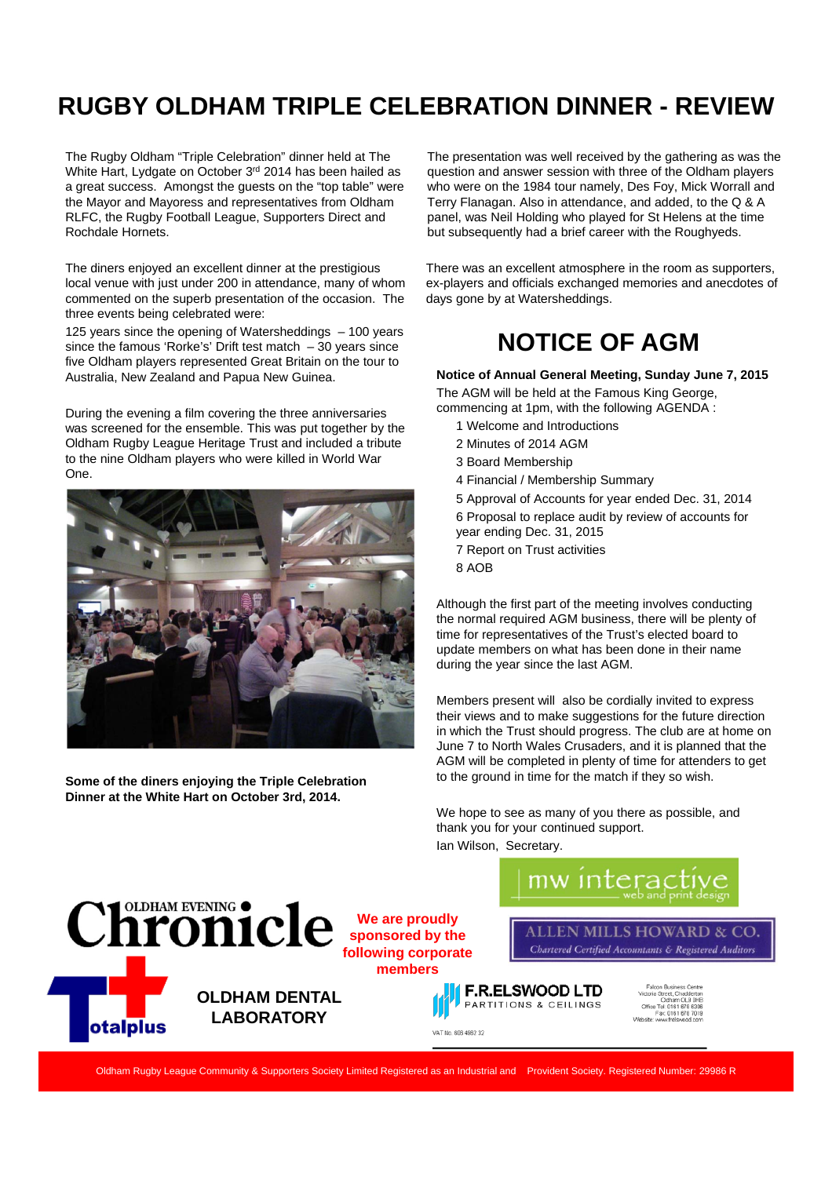# RUGBY OLDHAM TRIPLE CELEBRATION DINNER - REVIEW

The Rugby Oldham "Triple Celebration" dinner held at The White Hart, Lydgate on October 3rd 2014 has been hailed as a great success. Amongst the guests on the "top table" were the Mayor and Mayoress and representatives from Oldham RLFC, the Rugby Football League, Supporters Direct and Rochdale Hornets.

The diners enjoyed an excellent dinner at the prestigious local venue with just under 200 in attendance, many of whom commented on the superb presentation of the occasion. The three events being celebrated were:

125 years since the opening of Watersheddings – 100 years since the famous 'Rorke's' Drift test match – 30 years since five Oldham players represented Great Britain on the tour to Australia, New Zealand and Papua New Guinea.

During the evening a film covering the three anniversaries was screened for the ensemble. This was put together by the Oldham Rugby League Heritage Trust and included a tribute to the nine Oldham players who were killed in World War One.

**Some of the diners enjoying the Triple Celebration Dinner at the White Hart on October 3rd, 2014.**

The presentation was well received by the gathering as was the question and answer session with three of the Oldham players who were on the 1984 tour namely, Des Foy, Mick Worrall and Terry Flanagan. Also in attendance, and added, to the Q & A panel, was Neil Holding who played for St Helens at the time but subsequently had a brief career with the Roughyeds.

There was an excellent atmosphere in the room as supporters, ex-players and officials exchanged memories and anecdotes of days gone by at Watersheddings.

# NOTICE OF AGM

**Notice of Annual General Meeting, Sunday June 7, 2015**

The AGM will be held at the Famous King George, commencing at 1pm, with the following AGENDA :

1 Welcome and Introductions
2 Minutes of 2014 AGM
3 Board Membership
4 Financial / Membership Summary
5 Approval of Accounts for year ended Dec. 31, 2014
6 Proposal to replace audit by review of accounts for year ending Dec. 31, 2015
7 Report on Trust activities
8 AOB

Although the first part of the meeting involves conducting the normal required AGM business, there will be plenty of time for representatives of the Trust's elected board to update members on what has been done in their name during the year since the last AGM.

Members present will also be cordially invited to express their views and to make suggestions for the future direction in which the Trust should progress. The club are at home on June 7 to North Wales Crusaders, and it is planned that the AGM will be completed in plenty of time for attenders to get to the ground in time for the match if they so wish.

We hope to see as many of you there as possible, and thank you for your continued support.

Ian Wilson, Secretary.

**We are proudly sponsored by the following corporate members**

OLDHAM EVENING Chronicle

mw interactive web and print design

ALLEN MILLS HOWARD & CO. Chartered Certified Accountants & Registered Auditors

Totalplus

**OLDHAM DENTAL LABORATORY**

F.R.ELSWOOD LTD PARTITIONS & CEILINGS

Falcon Business Centre, Victoria Street, Chadderton, Oldham OL9 0HB
Office Tel: 0161 678 6306
Fax: 0161 678 7019
Website: www.frelswood.com

VAT No. 608 4987 32

Oldham Rugby League Community & Supporters Society Limited Registered as an Industrial and Provident Society. Registered Number: 29986 R